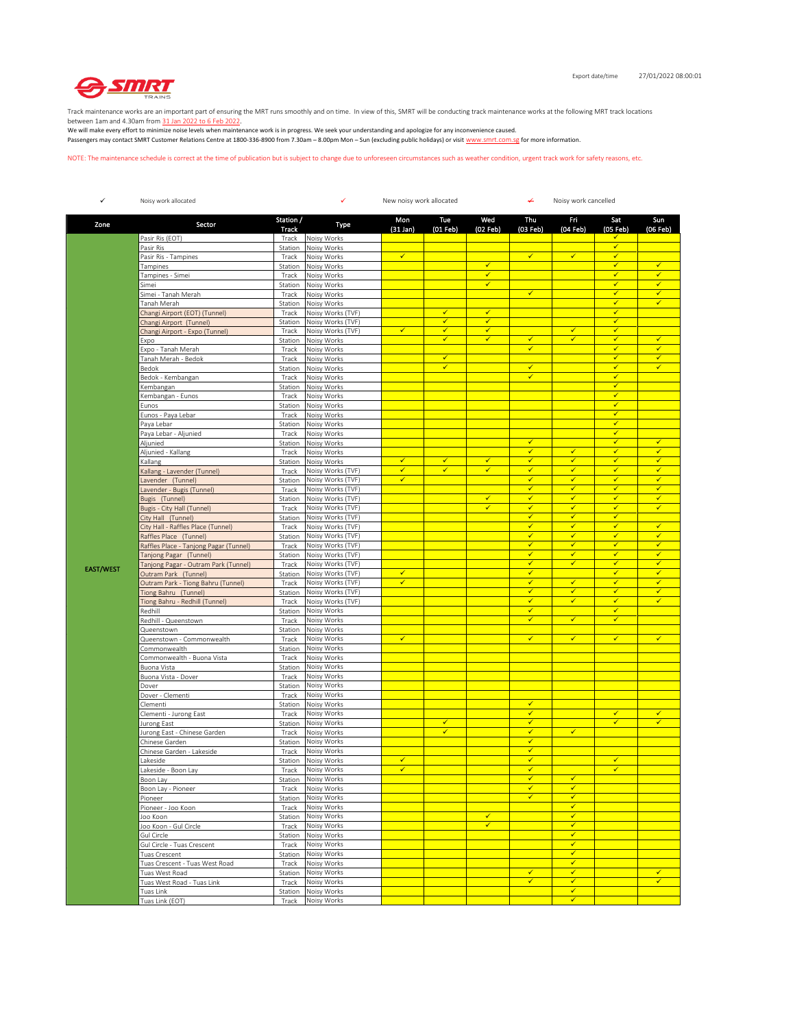Export date/time 27/01/2022 08:00:01

Track maintenance works are an important part of ensuring the MRT runs smoothly and on time. In view of this, SMRT will be conducting track maintenance works at the following MRT track locations between 1am and 4.30am from 31 Jan 2022 to 6 Feb 2022.
We will make every effort to minimize noise levels when maintenance work is in progress. We seek your understanding and apologize for any inconvenience caused.
Passengers may contact SMRT Customer Relations Centre at 1800-336-8900 from 7.30am – 8.00pm Mon – Sun (excluding public holidays) or visit www.smrt.com.sg for more information.

NOTE: The maintenance schedule is correct at the time of publication but is subject to change due to unforeseen circumstances such as weather condition, urgent track work for safety reasons, etc.

✓ Noisy work allocated | ✓ New noisy work allocated | ✓̶ Noisy work cancelled

| Zone | Sector | Station / Track | Type | Mon (31 Jan) | Tue (01 Feb) | Wed (02 Feb) | Thu (03 Feb) | Fri (04 Feb) | Sat (05 Feb) | Sun (06 Feb) |
|---|---|---|---|---|---|---|---|---|---|---|
| EAST/WEST | Pasir Ris (EOT) | Track | Noisy Works | | | | | | ✓ | |
| | Pasir Ris | Station | Noisy Works | | | | | | ✓ | |
| | Pasir Ris - Tampines | Track | Noisy Works | ✓ | | | ✓ | ✓ | ✓ | |
| | Tampines | Station | Noisy Works | | | ✓ | | | ✓ | ✓ |
| | Tampines - Simei | Track | Noisy Works | | | ✓ | | | ✓ | ✓ |
| | Simei | Station | Noisy Works | | | ✓ | | | ✓ | ✓ |
| | Simei - Tanah Merah | Track | Noisy Works | | | | ✓ | | ✓ | ✓ |
| | Tanah Merah | Station | Noisy Works | | | | | | ✓ | ✓ |
| | Changi Airport (EOT) (Tunnel) | Track | Noisy Works (TVF) | | ✓ | ✓ | | | ✓ | |
| | Changi Airport (Tunnel) | Station | Noisy Works (TVF) | | ✓ | ✓ | | | ✓ | |
| | Changi Airport - Expo (Tunnel) | Track | Noisy Works (TVF) | ✓ | ✓ | ✓ | | ✓ | ✓ | |
| | Expo | Station | Noisy Works | | ✓ | ✓ | ✓ | ✓ | ✓ | ✓ |
| | Expo - Tanah Merah | Track | Noisy Works | | | | ✓ | | ✓ | ✓ |
| | Tanah Merah - Bedok | Track | Noisy Works | | ✓ | | | | ✓ | ✓ |
| | Bedok | Station | Noisy Works | | ✓ | | ✓ | | ✓ | ✓ |
| | Bedok - Kembangan | Track | Noisy Works | | | | ✓ | | ✓ | |
| | Kembangan | Station | Noisy Works | | | | | | ✓ | |
| | Kembangan - Eunos | Track | Noisy Works | | | | | | ✓ | |
| | Eunos | Station | Noisy Works | | | | | | ✓ | |
| | Eunos - Paya Lebar | Track | Noisy Works | | | | | | ✓ | |
| | Paya Lebar | Station | Noisy Works | | | | | | ✓ | |
| | Paya Lebar - Aljunied | Track | Noisy Works | | | | | | ✓ | |
| | Aljunied | Station | Noisy Works | | | | ✓ | | ✓ | ✓ |
| | Aljunied - Kallang | Track | Noisy Works | | | | ✓ | ✓ | ✓ | ✓ |
| | Kallang | Station | Noisy Works | ✓ | ✓ | ✓ | ✓ | ✓ | ✓ | ✓ |
| | Kallang - Lavender (Tunnel) | Track | Noisy Works (TVF) | ✓ | ✓ | ✓ | ✓ | ✓ | ✓ | ✓ |
| | Lavender (Tunnel) | Station | Noisy Works (TVF) | ✓ | | | ✓ | ✓ | ✓ | ✓ |
| | Lavender - Bugis (Tunnel) | Track | Noisy Works (TVF) | | | | ✓ | ✓ | ✓ | ✓ |
| | Bugis (Tunnel) | Station | Noisy Works (TVF) | | | ✓ | ✓ | ✓ | ✓ | ✓ |
| | Bugis - City Hall (Tunnel) | Track | Noisy Works (TVF) | | | ✓ | ✓ | ✓ | ✓ | ✓ |
| | City Hall (Tunnel) | Station | Noisy Works (TVF) | | | | ✓ | ✓ | ✓ | |
| | City Hall - Raffles Place (Tunnel) | Track | Noisy Works (TVF) | | | | ✓ | ✓ | ✓ | ✓ |
| | Raffles Place (Tunnel) | Station | Noisy Works (TVF) | | | | ✓ | ✓ | ✓ | ✓ |
| | Raffles Place - Tanjong Pagar (Tunnel) | Track | Noisy Works (TVF) | | | | ✓ | ✓ | ✓ | ✓ |
| | Tanjong Pagar (Tunnel) | Station | Noisy Works (TVF) | | | | ✓ | ✓ | ✓ | ✓ |
| | Tanjong Pagar - Outram Park (Tunnel) | Track | Noisy Works (TVF) | | | | ✓ | ✓ | ✓ | ✓ |
| | Outram Park (Tunnel) | Station | Noisy Works (TVF) | ✓ | | | ✓ | | ✓ | ✓ |
| | Outram Park - Tiong Bahru (Tunnel) | Track | Noisy Works (TVF) | ✓ | | | ✓ | ✓ | ✓ | ✓ |
| | Tiong Bahru (Tunnel) | Station | Noisy Works (TVF) | | | | ✓ | ✓ | ✓ | ✓ |
| | Tiong Bahru - Redhill (Tunnel) | Track | Noisy Works (TVF) | | | | ✓ | ✓ | ✓ | ✓ |
| | Redhill | Station | Noisy Works | | | | ✓ | | ✓ | |
| | Redhill - Queenstown | Track | Noisy Works | | | | ✓ | ✓ | ✓ | |
| | Queenstown | Station | Noisy Works | | | | | | | |
| | Queenstown - Commonwealth | Track | Noisy Works | ✓ | | | ✓ | ✓ | ✓ | ✓ |
| | Commonwealth | Station | Noisy Works | | | | | | | |
| | Commonwealth - Buona Vista | Track | Noisy Works | | | | | | | |
| | Buona Vista | Station | Noisy Works | | | | | | | |
| | Buona Vista - Dover | Track | Noisy Works | | | | | | | |
| | Dover | Station | Noisy Works | | | | | | | |
| | Dover - Clementi | Track | Noisy Works | | | | | | | |
| | Clementi | Station | Noisy Works | | | | ✓ | | | |
| | Clementi - Jurong East | Track | Noisy Works | | | | ✓ | | ✓ | ✓ |
| | Jurong East | Station | Noisy Works | | ✓ | | ✓ | | ✓ | ✓ |
| | Jurong East - Chinese Garden | Track | Noisy Works | | ✓ | | ✓ | ✓ | | |
| | Chinese Garden | Station | Noisy Works | | | | ✓ | | | |
| | Chinese Garden - Lakeside | Track | Noisy Works | | | | ✓ | | | |
| | Lakeside | Station | Noisy Works | ✓ | | | ✓ | | ✓ | |
| | Lakeside - Boon Lay | Track | Noisy Works | ✓ | | | ✓ | | ✓ | |
| | Boon Lay | Station | Noisy Works | | | | ✓ | ✓ | | |
| | Boon Lay - Pioneer | Track | Noisy Works | | | | ✓ | ✓ | | |
| | Pioneer | Station | Noisy Works | | | | ✓ | ✓ | | |
| | Pioneer - Joo Koon | Track | Noisy Works | | | | | ✓ | | |
| | Joo Koon | Station | Noisy Works | | | ✓ | | ✓ | | |
| | Joo Koon - Gul Circle | Track | Noisy Works | | | ✓ | | ✓ | | |
| | Gul Circle | Station | Noisy Works | | | | | ✓ | | |
| | Gul Circle - Tuas Crescent | Track | Noisy Works | | | | | ✓ | | |
| | Tuas Crescent | Station | Noisy Works | | | | | ✓ | | |
| | Tuas Crescent - Tuas West Road | Track | Noisy Works | | | | | ✓ | | |
| | Tuas West Road | Station | Noisy Works | | | | ✓ | ✓ | | ✓ |
| | Tuas West Road - Tuas Link | Track | Noisy Works | | | | ✓ | ✓ | | ✓ |
| | Tuas Link | Station | Noisy Works | | | | | ✓ | | |
| | Tuas Link (EOT) | Track | Noisy Works | | | | | ✓ | | |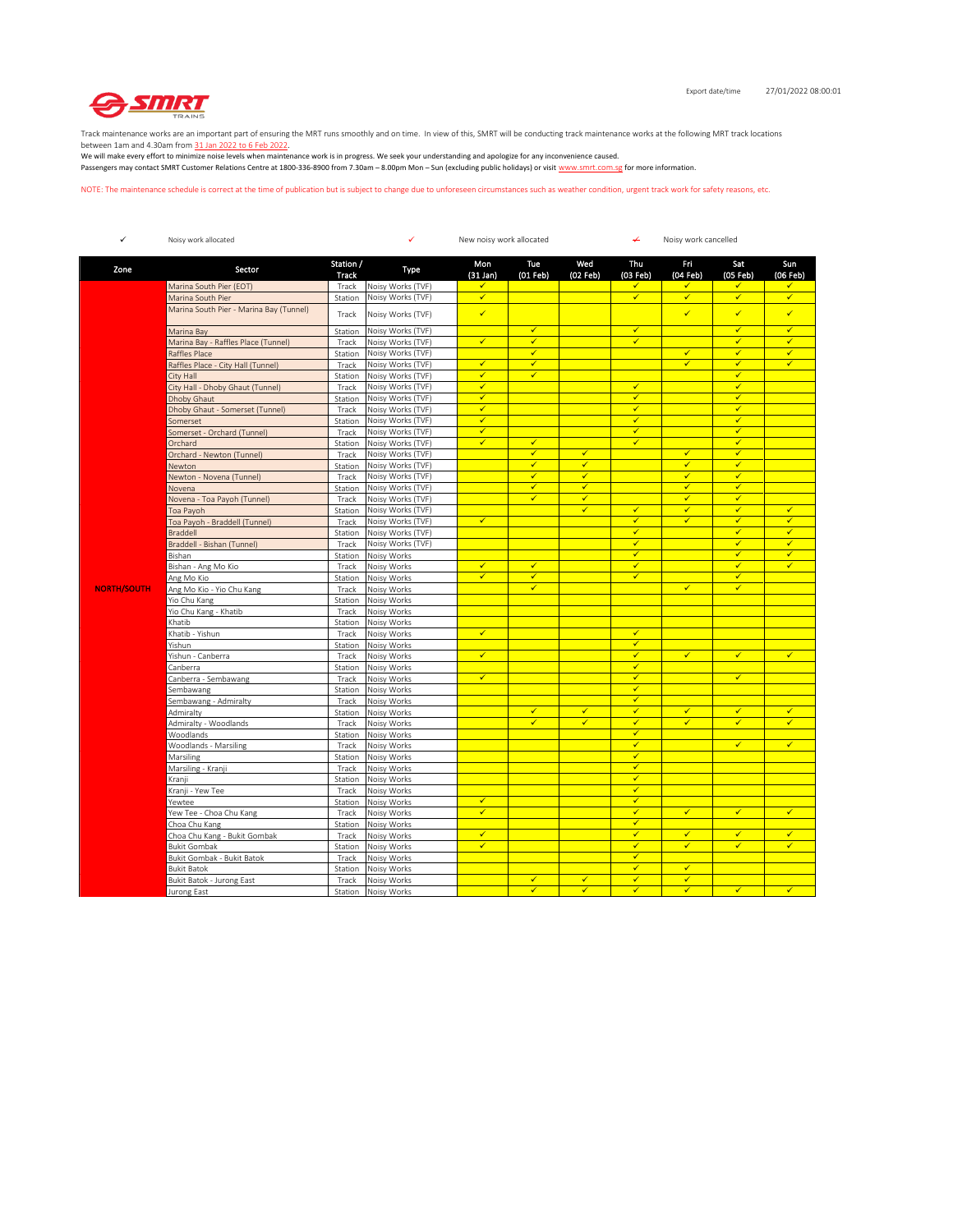Export date/time 27/01/2022 08:00:01

Track maintenance works are an important part of ensuring the MRT runs smoothly and on time. In view of this, SMRT will be conducting track maintenance works at the following MRT track locations between 1am and 4.30am from 31 Jan 2022 to 6 Feb 2022.
We will make every effort to minimize noise levels when maintenance work is in progress. We seek your understanding and apologize for any inconvenience caused.
Passengers may contact SMRT Customer Relations Centre at 1800-336-8900 from 7.30am – 8.00pm Mon – Sun (excluding public holidays) or visit www.smrt.com.sg for more information.

NOTE: The maintenance schedule is correct at the time of publication but is subject to change due to unforeseen circumstances such as weather condition, urgent track work for safety reasons, etc.

✓ Noisy work allocated ✓ New noisy work allocated ✓ Noisy work cancelled

| Zone | Sector | Station / Track | Type | Mon (31 Jan) | Tue (01 Feb) | Wed (02 Feb) | Thu (03 Feb) | Fri (04 Feb) | Sat (05 Feb) | Sun (06 Feb) |
|---|---|---|---|---|---|---|---|---|---|---|
| NORTH/SOUTH | Marina South Pier (EOT) | Track | Noisy Works (TVF) | ✓ | | | ✓ | ✓ | ✓ | ✓ |
| | Marina South Pier | Station | Noisy Works (TVF) | ✓ | | | ✓ | ✓ | ✓ | ✓ |
| | Marina South Pier - Marina Bay (Tunnel) | Track | Noisy Works (TVF) | ✓ | | | | ✓ | ✓ | ✓ |
| | Marina Bay | Station | Noisy Works (TVF) | | ✓ | | ✓ | | ✓ | ✓ |
| | Marina Bay - Raffles Place (Tunnel) | Track | Noisy Works (TVF) | ✓ | ✓ | | ✓ | | ✓ | ✓ |
| | Raffles Place | Station | Noisy Works (TVF) | | ✓ | | | ✓ | ✓ | ✓ |
| | Raffles Place - City Hall (Tunnel) | Track | Noisy Works (TVF) | ✓ | ✓ | | | ✓ | ✓ | ✓ |
| | City Hall | Station | Noisy Works (TVF) | ✓ | ✓ | | | | ✓ | |
| | City Hall - Dhoby Ghaut (Tunnel) | Track | Noisy Works (TVF) | ✓ | | | ✓ | | ✓ | |
| | Dhoby Ghaut | Station | Noisy Works (TVF) | ✓ | | | ✓ | | ✓ | |
| | Dhoby Ghaut - Somerset (Tunnel) | Track | Noisy Works (TVF) | ✓ | | | ✓ | | ✓ | |
| | Somerset | Station | Noisy Works (TVF) | ✓ | | | ✓ | | ✓ | |
| | Somerset - Orchard (Tunnel) | Track | Noisy Works (TVF) | ✓ | | | ✓ | | ✓ | |
| | Orchard | Station | Noisy Works (TVF) | ✓ | ✓ | | ✓ | | ✓ | |
| | Orchard - Newton (Tunnel) | Track | Noisy Works (TVF) | | ✓ | ✓ | | ✓ | ✓ | |
| | Newton | Station | Noisy Works (TVF) | | ✓ | ✓ | | ✓ | ✓ | |
| | Newton - Novena (Tunnel) | Track | Noisy Works (TVF) | | ✓ | ✓ | | ✓ | ✓ | |
| | Novena | Station | Noisy Works (TVF) | | ✓ | ✓ | | ✓ | ✓ | |
| | Novena - Toa Payoh (Tunnel) | Track | Noisy Works (TVF) | | ✓ | ✓ | | ✓ | ✓ | |
| | Toa Payoh | Station | Noisy Works (TVF) | | | ✓ | ✓ | ✓ | ✓ | ✓ |
| | Toa Payoh - Braddell (Tunnel) | Track | Noisy Works (TVF) | ✓ | | | ✓ | ✓ | ✓ | ✓ |
| | Braddell | Station | Noisy Works (TVF) | | | | ✓ | | ✓ | ✓ |
| | Braddell - Bishan (Tunnel) | Track | Noisy Works (TVF) | | | | ✓ | | ✓ | ✓ |
| | Bishan | Station | Noisy Works | | | | ✓ | | ✓ | ✓ |
| | Bishan - Ang Mo Kio | Track | Noisy Works | ✓ | ✓ | | ✓ | | ✓ | ✓ |
| | Ang Mo Kio | Station | Noisy Works | ✓ | ✓ | | ✓ | | ✓ | |
| | Ang Mo Kio - Yio Chu Kang | Track | Noisy Works | | ✓ | | | ✓ | ✓ | |
| | Yio Chu Kang | Station | Noisy Works | | | | | | | |
| | Yio Chu Kang - Khatib | Track | Noisy Works | | | | | | | |
| | Khatib | Station | Noisy Works | | | | | | | |
| | Khatib - Yishun | Track | Noisy Works | ✓ | | | ✓ | | | |
| | Yishun | Station | Noisy Works | | | | ✓ | | | |
| | Yishun - Canberra | Track | Noisy Works | ✓ | | | ✓ | ✓ | ✓ | ✓ |
| | Canberra | Station | Noisy Works | | | | ✓ | | | |
| | Canberra - Sembawang | Track | Noisy Works | ✓ | | | ✓ | | ✓ | |
| | Sembawang | Station | Noisy Works | | | | ✓ | | | |
| | Sembawang - Admiralty | Track | Noisy Works | | | | ✓ | | | |
| | Admiralty | Station | Noisy Works | | ✓ | ✓ | ✓ | ✓ | ✓ | ✓ |
| | Admiralty - Woodlands | Track | Noisy Works | | ✓ | ✓ | ✓ | ✓ | ✓ | ✓ |
| | Woodlands | Station | Noisy Works | | | | ✓ | | | |
| | Woodlands - Marsiling | Track | Noisy Works | | | | ✓ | | ✓ | ✓ |
| | Marsiling | Station | Noisy Works | | | | ✓ | | | |
| | Marsiling - Kranji | Track | Noisy Works | | | | ✓ | | | |
| | Kranji | Station | Noisy Works | | | | ✓ | | | |
| | Kranji - Yew Tee | Track | Noisy Works | | | | ✓ | | | |
| | Yewtee | Station | Noisy Works | ✓ | | | ✓ | | | |
| | Yew Tee - Choa Chu Kang | Track | Noisy Works | ✓ | | | ✓ | ✓ | ✓ | ✓ |
| | Choa Chu Kang | Station | Noisy Works | | | | ✓ | | | |
| | Choa Chu Kang - Bukit Gombak | Track | Noisy Works | ✓ | | | ✓ | ✓ | ✓ | ✓ |
| | Bukit Gombak | Station | Noisy Works | ✓ | | | ✓ | ✓ | ✓ | ✓ |
| | Bukit Gombak - Bukit Batok | Track | Noisy Works | | | | ✓ | | | |
| | Bukit Batok | Station | Noisy Works | | | | ✓ | ✓ | | |
| | Bukit Batok - Jurong East | Track | Noisy Works | | ✓ | ✓ | ✓ | ✓ | | |
| | Jurong East | Station | Noisy Works | | ✓ | ✓ | ✓ | ✓ | ✓ | ✓ |